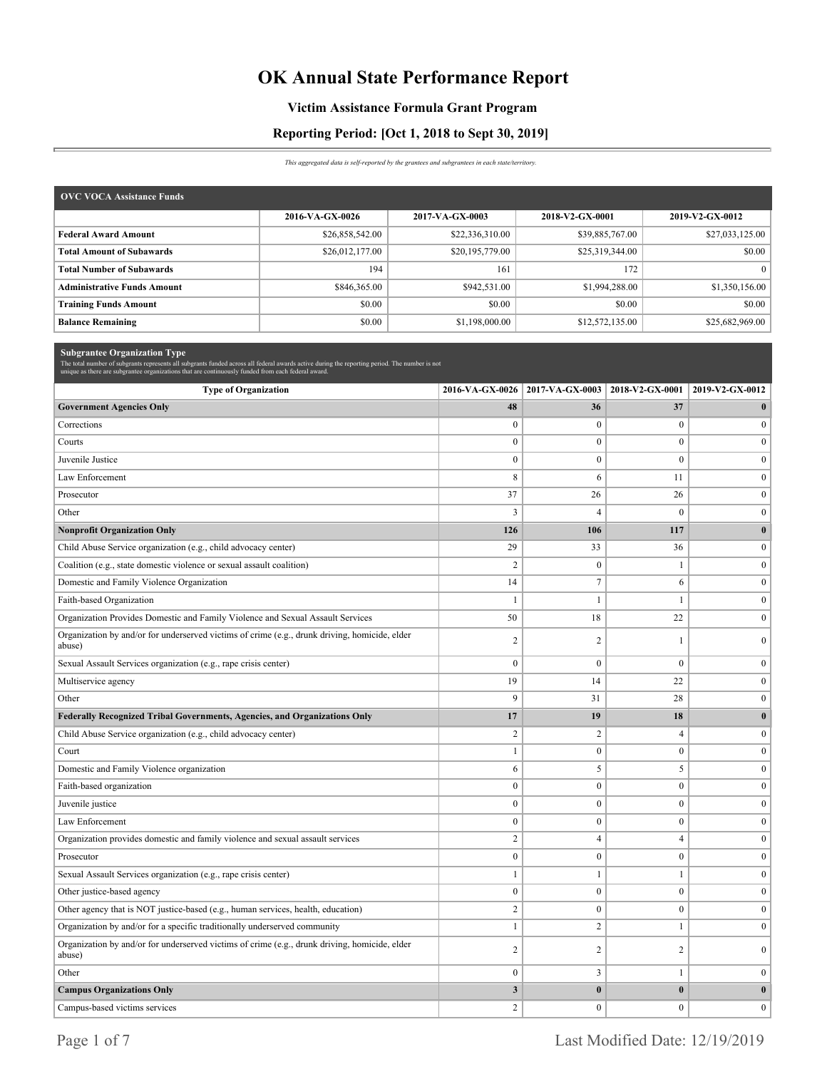# OK Annual State Performance Report

## Victim Assistance Formula Grant Program

## Reporting Period: [Oct 1, 2018 to Sept 30, 2019]

*This aggregated data is self-reported by the grantees and subgrantees in each state/territory.*

| OVC VOCA Assistance Funds | 2016-VA-GX-0026 | 2017-VA-GX-0003 | 2018-V2-GX-0001 | 2019-V2-GX-0012 |
|---|---|---|---|---|
| **Federal Award Amount** | $26,858,542.00 | $22,336,310.00 | $39,885,767.00 | $27,033,125.00 |
| **Total Amount of Subawards** | $26,012,177.00 | $20,195,779.00 | $25,319,344.00 | $0.00 |
| **Total Number of Subawards** | 194 | 161 | 172 | 0 |
| **Administrative Funds Amount** | $846,365.00 | $942,531.00 | $1,994,288.00 | $1,350,156.00 |
| **Training Funds Amount** | $0.00 | $0.00 | $0.00 | $0.00 |
| **Balance Remaining** | $0.00 | $1,198,000.00 | $12,572,135.00 | $25,682,969.00 |

**Subgrantee Organization Type**

The total number of subgrants represents all subgrants funded across all federal awards active during the reporting period. The number is not unique as there are subgrantee organizations that are continuously funded from each federal award.

| Type of Organization | 2016-VA-GX-0026 | 2017-VA-GX-0003 | 2018-V2-GX-0001 | 2019-V2-GX-0012 |
|---|---|---|---|---|
| **Government Agencies Only** | **48** | **36** | **37** | **0** |
| Corrections | 0 | 0 | 0 | 0 |
| Courts | 0 | 0 | 0 | 0 |
| Juvenile Justice | 0 | 0 | 0 | 0 |
| Law Enforcement | 8 | 6 | 11 | 0 |
| Prosecutor | 37 | 26 | 26 | 0 |
| Other | 3 | 4 | 0 | 0 |
| **Nonprofit Organization Only** | **126** | **106** | **117** | **0** |
| Child Abuse Service organization (e.g., child advocacy center) | 29 | 33 | 36 | 0 |
| Coalition (e.g., state domestic violence or sexual assault coalition) | 2 | 0 | 1 | 0 |
| Domestic and Family Violence Organization | 14 | 7 | 6 | 0 |
| Faith-based Organization | 1 | 1 | 1 | 0 |
| Organization Provides Domestic and Family Violence and Sexual Assault Services | 50 | 18 | 22 | 0 |
| Organization by and/or for underserved victims of crime (e.g., drunk driving, homicide, elder abuse) | 2 | 2 | 1 | 0 |
| Sexual Assault Services organization (e.g., rape crisis center) | 0 | 0 | 0 | 0 |
| Multiservice agency | 19 | 14 | 22 | 0 |
| Other | 9 | 31 | 28 | 0 |
| **Federally Recognized Tribal Governments, Agencies, and Organizations Only** | **17** | **19** | **18** | **0** |
| Child Abuse Service organization (e.g., child advocacy center) | 2 | 2 | 4 | 0 |
| Court | 1 | 0 | 0 | 0 |
| Domestic and Family Violence organization | 6 | 5 | 5 | 0 |
| Faith-based organization | 0 | 0 | 0 | 0 |
| Juvenile justice | 0 | 0 | 0 | 0 |
| Law Enforcement | 0 | 0 | 0 | 0 |
| Organization provides domestic and family violence and sexual assault services | 2 | 4 | 4 | 0 |
| Prosecutor | 0 | 0 | 0 | 0 |
| Sexual Assault Services organization (e.g., rape crisis center) | 1 | 1 | 1 | 0 |
| Other justice-based agency | 0 | 0 | 0 | 0 |
| Other agency that is NOT justice-based (e.g., human services, health, education) | 2 | 0 | 0 | 0 |
| Organization by and/or for a specific traditionally underserved community | 1 | 2 | 1 | 0 |
| Organization by and/or for underserved victims of crime (e.g., drunk driving, homicide, elder abuse) | 2 | 2 | 2 | 0 |
| Other | 0 | 3 | 1 | 0 |
| **Campus Organizations Only** | **3** | **0** | **0** | **0** |
| Campus-based victims services | 2 | 0 | 0 | 0 |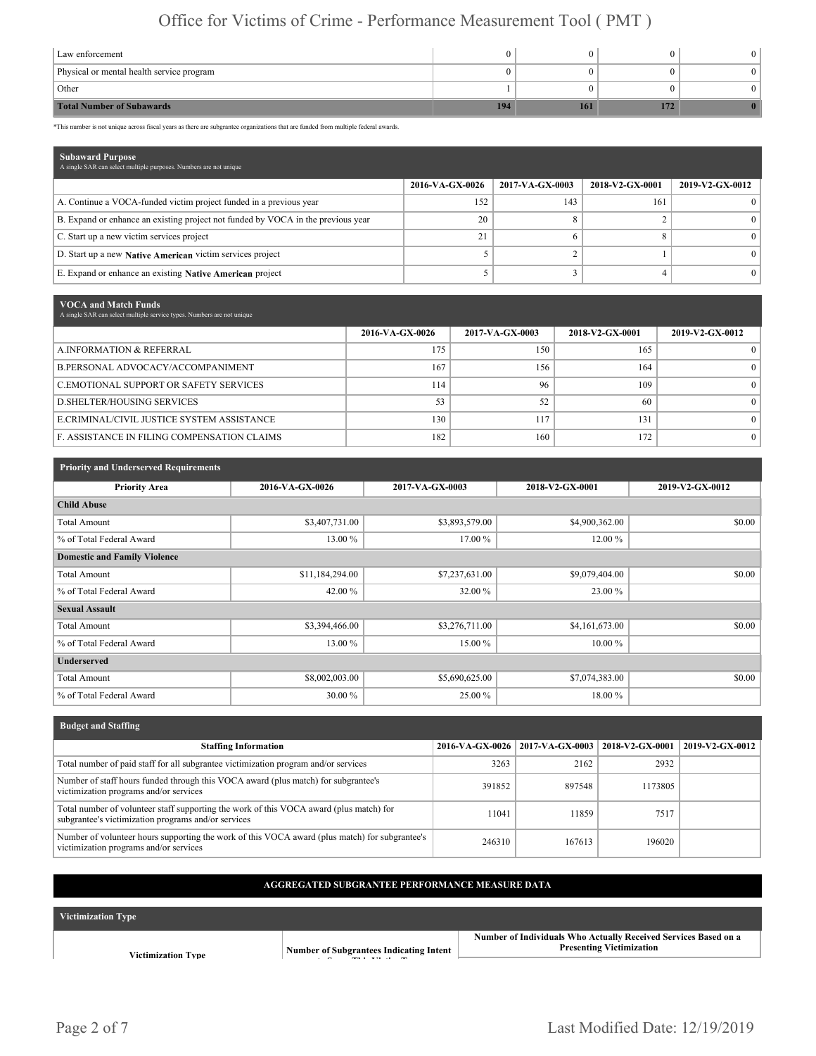| | | | | |
|---|---|---|---|---|
| Law enforcement | 0 | 0 | 0 | 0 |
| Physical or mental health service program | 0 | 0 | 0 | 0 |
| Other | 1 | 0 | 0 | 0 |
| **Total Number of Subawards** | **194** | **161** | **172** | **0** |

*This number is not unique across fiscal years as there are subgrantee organizations that are funded from multiple federal awards.

### Subaward Purpose

A single SAR can select multiple purposes. Numbers are not unique

| | 2016-VA-GX-0026 | 2017-VA-GX-0003 | 2018-V2-GX-0001 | 2019-V2-GX-0012 |
|---|---|---|---|---|
| A. Continue a VOCA-funded victim project funded in a previous year | 152 | 143 | 161 | 0 |
| B. Expand or enhance an existing project not funded by VOCA in the previous year | 20 | 8 | 2 | 0 |
| C. Start up a new victim services project | 21 | 6 | 8 | 0 |
| D. Start up a new **Native American** victim services project | 5 | 2 | 1 | 0 |
| E. Expand or enhance an existing **Native American** project | 5 | 3 | 4 | 0 |

### VOCA and Match Funds

A single SAR can select multiple service types. Numbers are not unique

| | 2016-VA-GX-0026 | 2017-VA-GX-0003 | 2018-V2-GX-0001 | 2019-V2-GX-0012 |
|---|---|---|---|---|
| A.INFORMATION & REFERRAL | 175 | 150 | 165 | 0 |
| B.PERSONAL ADVOCACY/ACCOMPANIMENT | 167 | 156 | 164 | 0 |
| C.EMOTIONAL SUPPORT OR SAFETY SERVICES | 114 | 96 | 109 | 0 |
| D.SHELTER/HOUSING SERVICES | 53 | 52 | 60 | 0 |
| E.CRIMINAL/CIVIL JUSTICE SYSTEM ASSISTANCE | 130 | 117 | 131 | 0 |
| F. ASSISTANCE IN FILING COMPENSATION CLAIMS | 182 | 160 | 172 | 0 |

### Priority and Underserved Requirements

| Priority Area | 2016-VA-GX-0026 | 2017-VA-GX-0003 | 2018-V2-GX-0001 | 2019-V2-GX-0012 |
|---|---|---|---|---|
| **Child Abuse** | | | | |
| Total Amount | $3,407,731.00 | $3,893,579.00 | $4,900,362.00 | $0.00 |
| % of Total Federal Award | 13.00 % | 17.00 % | 12.00 % | |
| **Domestic and Family Violence** | | | | |
| Total Amount | $11,184,294.00 | $7,237,631.00 | $9,079,404.00 | $0.00 |
| % of Total Federal Award | 42.00 % | 32.00 % | 23.00 % | |
| **Sexual Assault** | | | | |
| Total Amount | $3,394,466.00 | $3,276,711.00 | $4,161,673.00 | $0.00 |
| % of Total Federal Award | 13.00 % | 15.00 % | 10.00 % | |
| **Underserved** | | | | |
| Total Amount | $8,002,003.00 | $5,690,625.00 | $7,074,383.00 | $0.00 |
| % of Total Federal Award | 30.00 % | 25.00 % | 18.00 % | |

### Budget and Staffing

| Staffing Information | 2016-VA-GX-0026 | 2017-VA-GX-0003 | 2018-V2-GX-0001 | 2019-V2-GX-0012 |
|---|---|---|---|---|
| Total number of paid staff for all subgrantee victimization program and/or services | 3263 | 2162 | 2932 | |
| Number of staff hours funded through this VOCA award (plus match) for subgrantee's victimization programs and/or services | 391852 | 897548 | 1173805 | |
| Total number of volunteer staff supporting the work of this VOCA award (plus match) for subgrantee's victimization programs and/or services | 11041 | 11859 | 7517 | |
| Number of volunteer hours supporting the work of this VOCA award (plus match) for subgrantee's victimization programs and/or services | 246310 | 167613 | 196020 | |

## AGGREGATED SUBGRANTEE PERFORMANCE MEASURE DATA

### Victimization Type

| Victimization Type | Number of Subgrantees Indicating Intent to Serve This Victim Type | Number of Individuals Who Actually Received Services Based on a Presenting Victimization |
|---|---|---|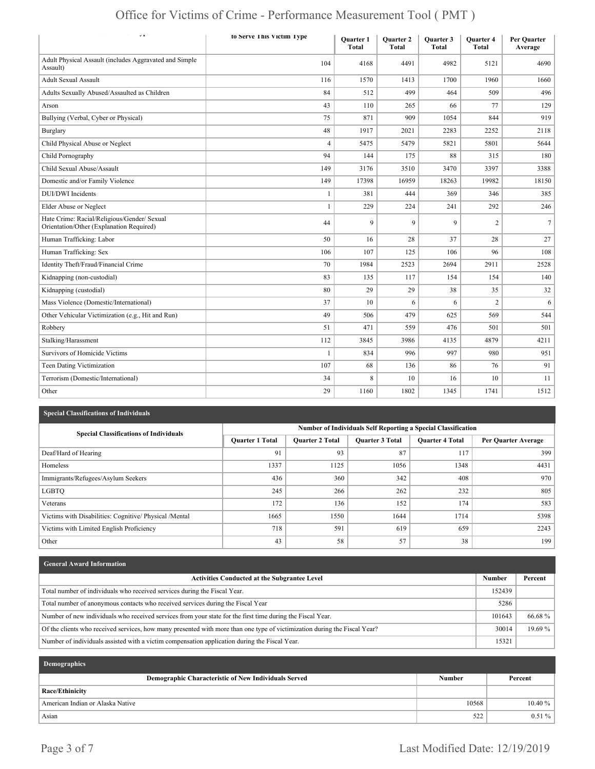| | to Serve This Victim Type | Quarter 1 Total | Quarter 2 Total | Quarter 3 Total | Quarter 4 Total | Per Quarter Average |
|---|---|---|---|---|---|---|
| Adult Physical Assault (includes Aggravated and Simple Assault) | 104 | 4168 | 4491 | 4982 | 5121 | 4690 |
| Adult Sexual Assault | 116 | 1570 | 1413 | 1700 | 1960 | 1660 |
| Adults Sexually Abused/Assaulted as Children | 84 | 512 | 499 | 464 | 509 | 496 |
| Arson | 43 | 110 | 265 | 66 | 77 | 129 |
| Bullying (Verbal, Cyber or Physical) | 75 | 871 | 909 | 1054 | 844 | 919 |
| Burglary | 48 | 1917 | 2021 | 2283 | 2252 | 2118 |
| Child Physical Abuse or Neglect | 4 | 5475 | 5479 | 5821 | 5801 | 5644 |
| Child Pornography | 94 | 144 | 175 | 88 | 315 | 180 |
| Child Sexual Abuse/Assault | 149 | 3176 | 3510 | 3470 | 3397 | 3388 |
| Domestic and/or Family Violence | 149 | 17398 | 16959 | 18263 | 19982 | 18150 |
| DUI/DWI Incidents | 1 | 381 | 444 | 369 | 346 | 385 |
| Elder Abuse or Neglect | 1 | 229 | 224 | 241 | 292 | 246 |
| Hate Crime: Racial/Religious/Gender/ Sexual Orientation/Other (Explanation Required) | 44 | 9 | 9 | 9 | 2 | 7 |
| Human Trafficking: Labor | 50 | 16 | 28 | 37 | 28 | 27 |
| Human Trafficking: Sex | 106 | 107 | 125 | 106 | 96 | 108 |
| Identity Theft/Fraud/Financial Crime | 70 | 1984 | 2523 | 2694 | 2911 | 2528 |
| Kidnapping (non-custodial) | 83 | 135 | 117 | 154 | 154 | 140 |
| Kidnapping (custodial) | 80 | 29 | 29 | 38 | 35 | 32 |
| Mass Violence (Domestic/International) | 37 | 10 | 6 | 6 | 2 | 6 |
| Other Vehicular Victimization (e.g., Hit and Run) | 49 | 506 | 479 | 625 | 569 | 544 |
| Robbery | 51 | 471 | 559 | 476 | 501 | 501 |
| Stalking/Harassment | 112 | 3845 | 3986 | 4135 | 4879 | 4211 |
| Survivors of Homicide Victims | 1 | 834 | 996 | 997 | 980 | 951 |
| Teen Dating Victimization | 107 | 68 | 136 | 86 | 76 | 91 |
| Terrorism (Domestic/International) | 34 | 8 | 10 | 16 | 10 | 11 |
| Other | 29 | 1160 | 1802 | 1345 | 1741 | 1512 |

## Special Classifications of Individuals

| Special Classifications of Individuals | Number of Individuals Self Reporting a Special Classification | | | | |
|---|---|---|---|---|---|
| | Quarter 1 Total | Quarter 2 Total | Quarter 3 Total | Quarter 4 Total | Per Quarter Average |
| Deaf/Hard of Hearing | 91 | 93 | 87 | 117 | 399 |
| Homeless | 1337 | 1125 | 1056 | 1348 | 4431 |
| Immigrants/Refugees/Asylum Seekers | 436 | 360 | 342 | 408 | 970 |
| LGBTQ | 245 | 266 | 262 | 232 | 805 |
| Veterans | 172 | 136 | 152 | 174 | 583 |
| Victims with Disabilities: Cognitive/ Physical /Mental | 1665 | 1550 | 1644 | 1714 | 5398 |
| Victims with Limited English Proficiency | 718 | 591 | 619 | 659 | 2243 |
| Other | 43 | 58 | 57 | 38 | 199 |

## General Award Information

| Activities Conducted at the Subgrantee Level | Number | Percent |
|---|---|---|
| Total number of individuals who received services during the Fiscal Year. | 152439 | |
| Total number of anonymous contacts who received services during the Fiscal Year | 5286 | |
| Number of new individuals who received services from your state for the first time during the Fiscal Year. | 101643 | 66.68 % |
| Of the clients who received services, how many presented with more than one type of victimization during the Fiscal Year? | 30014 | 19.69 % |
| Number of individuals assisted with a victim compensation application during the Fiscal Year. | 15321 | |

## Demographics

| Demographic Characteristic of New Individuals Served | Number | Percent |
|---|---|---|
| **Race/Ethinicity** | | |
| American Indian or Alaska Native | 10568 | 10.40 % |
| Asian | 522 | 0.51 % |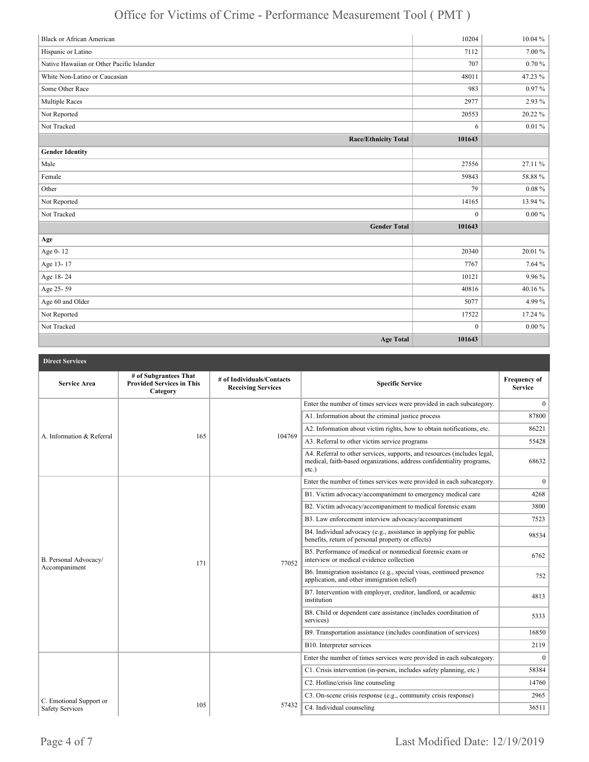| | | |
|---|---|---|
| Black or African American | 10204 | 10.04 % |
| Hispanic or Latino | 7112 | 7.00 % |
| Native Hawaiian or Other Pacific Islander | 707 | 0.70 % |
| White Non-Latino or Caucasian | 48011 | 47.23 % |
| Some Other Race | 983 | 0.97 % |
| Multiple Races | 2977 | 2.93 % |
| Not Reported | 20553 | 20.22 % |
| Not Tracked | 6 | 0.01 % |
| **Race/Ethnicity Total** | **101643** | |
| **Gender Identity** | | |
| Male | 27556 | 27.11 % |
| Female | 59843 | 58.88 % |
| Other | 79 | 0.08 % |
| Not Reported | 14165 | 13.94 % |
| Not Tracked | 0 | 0.00 % |
| **Gender Total** | **101643** | |
| **Age** | | |
| Age 0- 12 | 20340 | 20.01 % |
| Age 13- 17 | 7767 | 7.64 % |
| Age 18- 24 | 10121 | 9.96 % |
| Age 25- 59 | 40816 | 40.16 % |
| Age 60 and Older | 5077 | 4.99 % |
| Not Reported | 17522 | 17.24 % |
| Not Tracked | 0 | 0.00 % |
| **Age Total** | **101643** | |

**Direct Services**

| Service Area | # of Subgrantees That Provided Services in This Category | # of Individuals/Contacts Receiving Services | Specific Service | Frequency of Service |
|---|---|---|---|---|
| A. Information & Referral | 165 | 104769 | Enter the number of times services were provided in each subcategory. | 0 |
| | | | A1. Information about the criminal justice process | 87800 |
| | | | A2. Information about victim rights, how to obtain notifications, etc. | 86221 |
| | | | A3. Referral to other victim service programs | 55428 |
| | | | A4. Referral to other services, supports, and resources (includes legal, medical, faith-based organizations, address confidentiality programs, etc.) | 68632 |
| B. Personal Advocacy/ Accompaniment | 171 | 77052 | Enter the number of times services were provided in each subcategory. | 0 |
| | | | B1. Victim advocacy/accompaniment to emergency medical care | 4268 |
| | | | B2. Victim advocacy/accompaniment to medical forensic exam | 3800 |
| | | | B3. Law enforcement interview advocacy/accompaniment | 7523 |
| | | | B4. Individual advocacy (e.g., assistance in applying for public benefits, return of personal property or effects) | 98534 |
| | | | B5. Performance of medical or nonmedical forensic exam or interview or medical evidence collection | 6762 |
| | | | B6. Immigration assistance (e.g., special visas, continued presence application, and other immigration relief) | 752 |
| | | | B7. Intervention with employer, creditor, landlord, or academic institution | 4813 |
| | | | B8. Child or dependent care assistance (includes coordination of services) | 5333 |
| | | | B9. Transportation assistance (includes coordination of services) | 16850 |
| | | | B10. Interpreter services | 2119 |
| C. Emotional Support or Safety Services | 105 | 57432 | Enter the number of times services were provided in each subcategory. | 0 |
| | | | C1. Crisis intervention (in-person, includes safety planning, etc.) | 58384 |
| | | | C2. Hotline/crisis line counseling | 14760 |
| | | | C3. On-scene crisis response (e.g., community crisis response) | 2965 |
| | | | C4. Individual counseling | 36511 |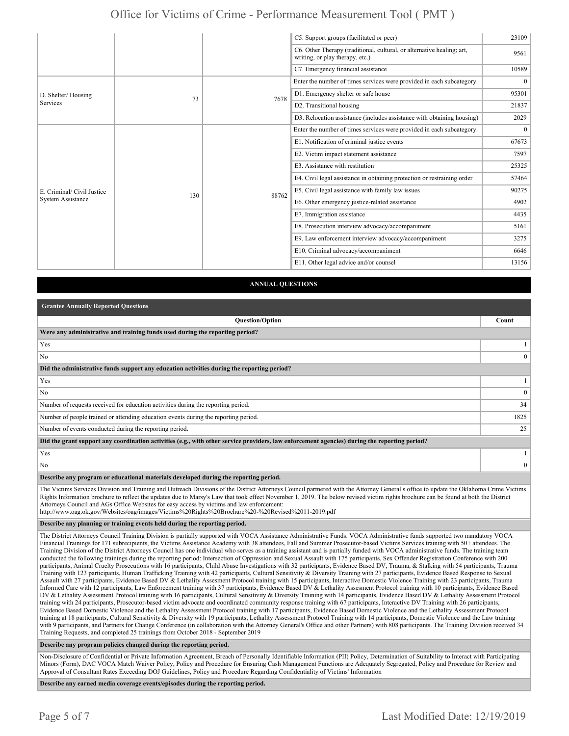| | | | | |
|---|---|---|---|---|
| | | | C5. Support groups (facilitated or peer) | 23109 |
| | | | C6. Other Therapy (traditional, cultural, or alternative healing; art, writing, or play therapy, etc.) | 9561 |
| | | | C7. Emergency financial assistance | 10589 |
| D. Shelter/ Housing Services | 73 | 7678 | Enter the number of times services were provided in each subcategory. | 0 |
| | | | D1. Emergency shelter or safe house | 95301 |
| | | | D2. Transitional housing | 21837 |
| | | | D3. Relocation assistance (includes assistance with obtaining housing) | 2029 |
| E. Criminal/ Civil Justice System Assistance | 130 | 88762 | Enter the number of times services were provided in each subcategory. | 0 |
| | | | E1. Notification of criminal justice events | 67673 |
| | | | E2. Victim impact statement assistance | 7597 |
| | | | E3. Assistance with restitution | 25325 |
| | | | E4. Civil legal assistance in obtaining protection or restraining order | 57464 |
| | | | E5. Civil legal assistance with family law issues | 90275 |
| | | | E6. Other emergency justice-related assistance | 4902 |
| | | | E7. Immigration assistance | 4435 |
| | | | E8. Prosecution interview advocacy/accompaniment | 5161 |
| | | | E9. Law enforcement interview advocacy/accompaniment | 3275 |
| | | | E10. Criminal advocacy/accompaniment | 6646 |
| | | | E11. Other legal advice and/or counsel | 13156 |

## ANNUAL QUESTIONS

### Grantee Annually Reported Questions

| Question/Option | Count |
|---|---|
| **Were any administrative and training funds used during the reporting period?** | |
| Yes | 1 |
| No | 0 |
| **Did the administrative funds support any education activities during the reporting period?** | |
| Yes | 1 |
| No | 0 |
| Number of requests received for education activities during the reporting period. | 34 |
| Number of people trained or attending education events during the reporting period. | 1825 |
| Number of events conducted during the reporting period. | 25 |
| **Did the grant support any coordination activities (e.g., with other service providers, law enforcement agencies) during the reporting period?** | |
| Yes | 1 |
| No | 0 |

**Describe any program or educational materials developed during the reporting period.**

The Victims Services Division and Training and Outreach Divisions of the District Attorneys Council partnered with the Attorney General s office to update the Oklahoma Crime Victims Rights Information brochure to reflect the updates due to Marsy's Law that took effect November 1, 2019. The below revised victim rights brochure can be found at both the District Attorneys Council and AGs Office Websites for easy access by victims and law enforcement:
http://www.oag.ok.gov/Websites/oag/images/Victims%20Rights%20Brochure%20-%20Revised%2011-2019.pdf

**Describe any planning or training events held during the reporting period.**

The District Attorneys Council Training Division is partially supported with VOCA Assistance Administrative Funds. VOCA Administrative funds supported two mandatory VOCA Financial Trainings for 171 subrecipients, the Victims Assistance Academy with 38 attendees, Fall and Summer Prosecutor-based Victims Services training with 50+ attendees. The Training Division of the District Attorneys Council has one individual who serves as a training assistant and is partially funded with VOCA administrative funds. The training team conducted the following trainings during the reporting period: Intersection of Oppression and Sexual Assault with 175 participants, Sex Offender Registration Conference with 200 participants, Animal Cruelty Prosecutions with 16 participants, Child Abuse Investigations with 32 participants, Evidence Based DV, Trauma, & Stalking with 54 participants, Trauma Training with 123 participants, Human Trafficking Training with 42 participants, Cultural Sensitivity & Diversity Training with 27 participants, Evidence Based Response to Sexual Assault with 27 participants, Evidence Based DV & Lethality Assesment Protocol training with 15 participants, Interactive Domestic Violence Training with 23 participants, Trauma Informed Care with 12 participants, Law Enforcement training with 37 participants, Evidence Based DV & Lethality Assesment Protocol training with 10 participants, Evidence Based DV & Lethality Assessment Protocol training with 16 participants, Cultural Sensitivity & Diversity Training with 14 participants, Evidence Based DV & Lethality Assessment Protocol training with 24 participants, Prosecutor-based victim advocate and coordinated community response training with 67 participants, Interactive DV Training with 26 participants, Evidence Based Domestic Violence and the Lethality Assessment Protocol training with 17 participants, Evidence Based Domestic Violence and the Lethality Assessment Protocol training at 18 participants, Cultural Sensitivity & Diversity with 19 participants, Lethality Assessment Protocol Training with 14 participants, Domestic Violence and the Law training with 9 participants, and Partners for Change Conference (in collaboration with the Attorney General's Office and other Partners) with 808 participants. The Training Division received 34 Training Requests, and completed 25 trainings from October 2018 - September 2019

**Describe any program policies changed during the reporting period.**

Non-Disclosure of Confidential or Private Information Agreement, Breach of Personally Identifiable Information (PII) Policy, Determination of Suitability to Interact with Participating Minors (Form), DAC VOCA Match Waiver Policy, Policy and Procedure for Ensuring Cash Management Functions are Adequately Segregated, Policy and Procedure for Review and Approval of Consultant Rates Exceeding DOJ Guidelines, Policy and Procedure Regarding Confidentiality of Victims' Information

**Describe any earned media coverage events/episodes during the reporting period.**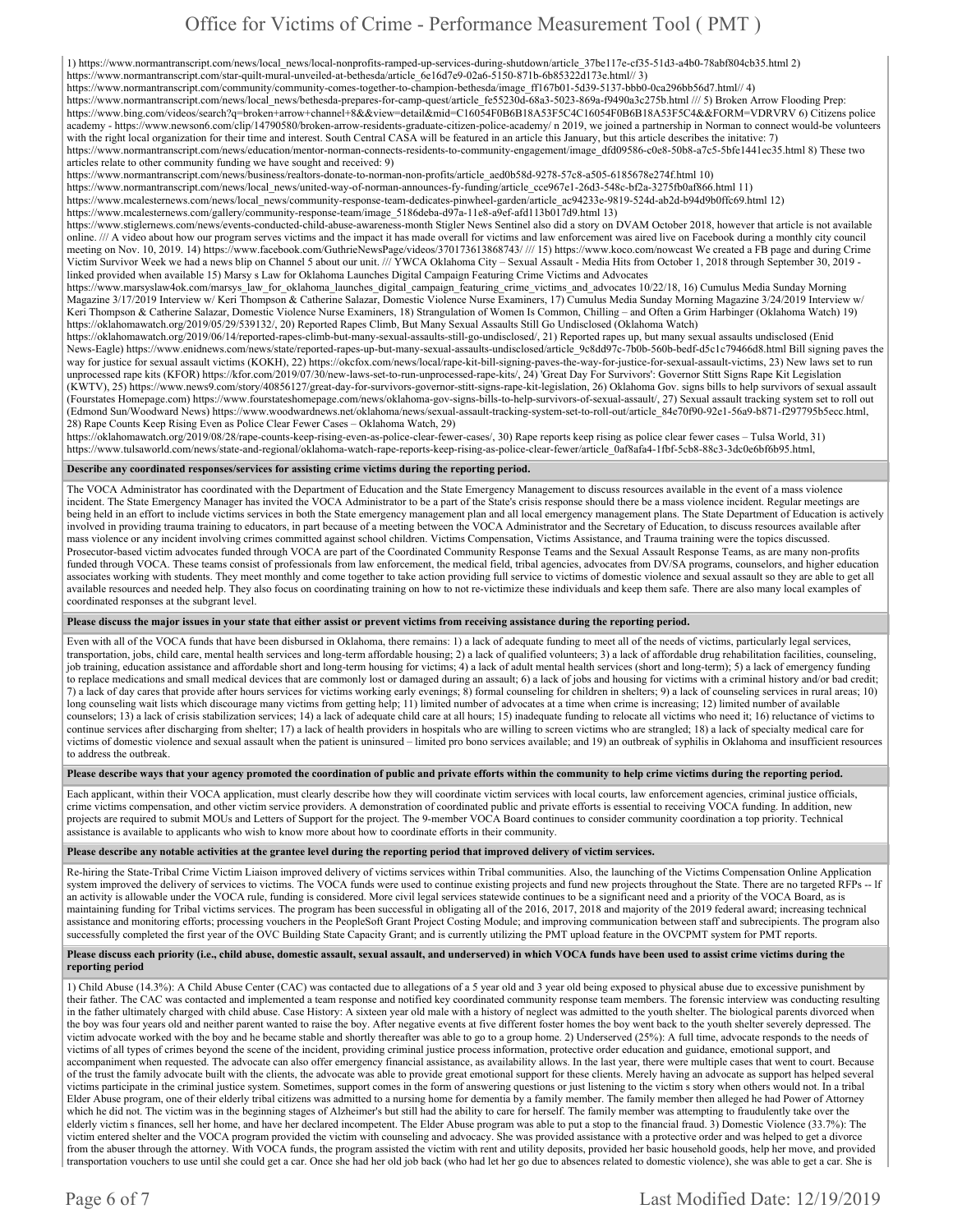1) https://www.normantranscript.com/news/local_news/local-nonprofits-ramped-up-services-during-shutdown/article_37be117e-cf35-51d3-a4b0-78abf804cb35.html 2) https://www.normantranscript.com/star-quilt-mural-unveiled-at-bethesda/article_6e16d7e9-02a6-5150-871b-6b85322d173e.html// 3) https://www.normantranscript.com/community/community-comes-together-to-champion-bethesda/image_ff167b01-5d39-5137-bbb0-0ca296bb56d7.html// 4) https://www.normantranscript.com/news/local_news/bethesda-prepares-for-camp-quest/article_fe55230d-68a3-5023-869a-f9490a3c275b.html /// 5) Broken Arrow Flooding Prep: https://www.bing.com/videos/search?q=broken+arrow+channel+8&&view=detail&mid=C16054F0B6B18A53F5C4C16054F0B6B18A53F5C4&&FORM=VDRVRV 6) Citizens police academy - https://www.newson6.com/clip/14790580/broken-arrow-residents-graduate-citizen-police-academy/ n 2019, we joined a partnership in Norman to connect would-be volunteers with the right local organization for their time and interest. South Central CASA will be featured in an article this January, but this article describes the initative: 7) https://www.normantranscript.com/news/education/mentor-norman-connects-residents-to-community-engagement/image_dfd09586-c0e8-50b8-a7c5-5bfe1441ec35.html 8) These two articles relate to other community funding we have sought and received: 9) https://www.normantranscript.com/news/business/realtors-donate-to-norman-non-profits/article_aed0b58d-9278-57c8-a505-6185678e274f.html 10) https://www.normantranscript.com/news/local_news/united-way-of-norman-announces-fy-funding/article_cce967e1-26d3-548c-bf2a-3275fb0af866.html 11) https://www.mcalesternews.com/news/local_news/community-response-team-dedicates-pinwheel-garden/article_ac94233e-9819-524d-ab2d-b94d9b0ffc69.html 12) https://www.mcalesternews.com/gallery/community-response-team/image_5186deba-d97a-11e8-a9ef-afd113b017d9.html 13) https://www.stiglernews.com/news/events-conducted-child-abuse-awareness-month Stigler News Sentinel also did a story on DVAM October 2018, however that article is not available online. /// A video about how our program serves victims and the impact it has made overall for victims and law enforcement was aired live on Facebook during a monthly city council meeting on Nov. 10, 2019. 14) https://www.facebook.com/GuthrieNewsPage/videos/370173613868743/ /// 15) https://www.koco.com/nowcast We created a FB page and during Crime Victim Survivor Week we had a news blip on Channel 5 about our unit. /// YWCA Oklahoma City – Sexual Assault - Media Hits from October 1, 2018 through September 30, 2019 - linked provided when available 15) Marsy s Law for Oklahoma Launches Digital Campaign Featuring Crime Victims and Advocates https://www.marsyslaw4ok.com/marsys_law_for_oklahoma_launches_digital_campaign_featuring_crime_victims_and_advocates 10/22/18, 16) Cumulus Media Sunday Morning Magazine 3/17/2019 Interview w/ Keri Thompson & Catherine Salazar, Domestic Violence Nurse Examiners, 17) Cumulus Media Sunday Morning Magazine 3/24/2019 Interview w/ Keri Thompson & Catherine Salazar, Domestic Violence Nurse Examiners, 18) Strangulation of Women Is Common, Chilling – and Often a Grim Harbinger (Oklahoma Watch) 19) https://oklahomawatch.org/2019/05/29/539132/, 20) Reported Rapes Climb, But Many Sexual Assaults Still Go Undisclosed (Oklahoma Watch) https://oklahomawatch.org/2019/06/14/reported-rapes-climb-but-many-sexual-assaults-still-go-undisclosed/, 21) Reported rapes up, but many sexual assaults undisclosed (Enid News-Eagle) https://www.enidnews.com/news/state/reported-rapes-up-but-many-sexual-assaults-undisclosed/article_9c8dd97c-7b0b-560b-bedf-d5c1c79466d8.html Bill signing paves the way for justice for sexual assault victims (KOKH), 22) https://okcfox.com/news/local/rape-kit-bill-signing-paves-the-way-for-justice-for-sexual-assault-victims, 23) New laws set to run unprocessed rape kits (KFOR) https://kfor.com/2019/07/30/new-laws-set-to-run-unprocessed-rape-kits/, 24) 'Great Day For Survivors': Governor Stitt Signs Rape Kit Legislation (KWTV), 25) https://www.news9.com/story/40856127/great-day-for-survivors-governor-stitt-signs-rape-kit-legislation, 26) Oklahoma Gov. signs bills to help survivors of sexual assault (Fourstates Homepage.com) https://www.fourstateshomepage.com/news/oklahoma-gov-signs-bills-to-help-survivors-of-sexual-assault/, 27) Sexual assault tracking system set to roll out (Edmond Sun/Woodward News) https://www.woodwardnews.net/oklahoma/news/sexual-assault-tracking-system-set-to-roll-out/article_84e70f90-92e1-56a9-b871-f297795b5ecc.html, 28) Rape Counts Keep Rising Even as Police Clear Fewer Cases – Oklahoma Watch, 29) https://oklahomawatch.org/2019/08/28/rape-counts-keep-rising-even-as-police-clear-fewer-cases/, 30) Rape reports keep rising as police clear fewer cases – Tulsa World, 31) https://www.tulsaworld.com/news/state-and-regional/oklahoma-watch-rape-reports-keep-rising-as-police-clear-fewer/article_0af8afa4-1fbf-5cb8-88c3-3dc0e6bf6b95.html,

**Describe any coordinated responses/services for assisting crime victims during the reporting period.**

The VOCA Administrator has coordinated with the Department of Education and the State Emergency Management to discuss resources available in the event of a mass violence incident. The State Emergency Manager has invited the VOCA Administrator to be a part of the State's crisis response should there be a mass violence incident. Regular meetings are being held in an effort to include victims services in both the State emergency management plan and all local emergency management plans. The State Department of Education is actively involved in providing trauma training to educators, in part because of a meeting between the VOCA Administrator and the Secretary of Education, to discuss resources available after mass violence or any incident involving crimes committed against school children. Victims Compensation, Victims Assistance, and Trauma training were the topics discussed. Prosecutor-based victim advocates funded through VOCA are part of the Coordinated Community Response Teams and the Sexual Assault Response Teams, as are many non-profits funded through VOCA. These teams consist of professionals from law enforcement, the medical field, tribal agencies, advocates from DV/SA programs, counselors, and higher education associates working with students. They meet monthly and come together to take action providing full service to victims of domestic violence and sexual assault so they are able to get all available resources and needed help. They also focus on coordinating training on how to not re-victimize these individuals and keep them safe. There are also many local examples of coordinated responses at the subgrant level.

**Please discuss the major issues in your state that either assist or prevent victims from receiving assistance during the reporting period.**

Even with all of the VOCA funds that have been disbursed in Oklahoma, there remains: 1) a lack of adequate funding to meet all of the needs of victims, particularly legal services, transportation, jobs, child care, mental health services and long-term affordable housing; 2) a lack of qualified volunteers; 3) a lack of affordable drug rehabilitation facilities, counseling, job training, education assistance and affordable short and long-term housing for victims; 4) a lack of adult mental health services (short and long-term); 5) a lack of emergency funding to replace medications and small medical devices that are commonly lost or damaged during an assault; 6) a lack of jobs and housing for victims with a criminal history and/or bad credit; 7) a lack of day cares that provide after hours services for victims working early evenings; 8) formal counseling for children in shelters; 9) a lack of counseling services in rural areas; 10) long counseling wait lists which discourage many victims from getting help; 11) limited number of advocates at a time when crime is increasing; 12) limited number of available counselors; 13) a lack of crisis stabilization services; 14) a lack of adequate child care at all hours; 15) inadequate funding to relocate all victims who need it; 16) reluctance of victims to continue services after discharging from shelter; 17) a lack of health providers in hospitals who are willing to screen victims who are strangled; 18) a lack of specialty medical care for victims of domestic violence and sexual assault when the patient is uninsured – limited pro bono services available; and 19) an outbreak of syphilis in Oklahoma and insufficient resources to address the outbreak.

**Please describe ways that your agency promoted the coordination of public and private efforts within the community to help crime victims during the reporting period.**

Each applicant, within their VOCA application, must clearly describe how they will coordinate victim services with local courts, law enforcement agencies, criminal justice officials, crime victims compensation, and other victim service providers. A demonstration of coordinated public and private efforts is essential to receiving VOCA funding. In addition, new projects are required to submit MOUs and Letters of Support for the project. The 9-member VOCA Board continues to consider community coordination a top priority. Technical assistance is available to applicants who wish to know more about how to coordinate efforts in their community.

**Please describe any notable activities at the grantee level during the reporting period that improved delivery of victim services.**

Re-hiring the State-Tribal Crime Victim Liaison improved delivery of victims services within Tribal communities. Also, the launching of the Victims Compensation Online Application system improved the delivery of services to victims. The VOCA funds were used to continue existing projects and fund new projects throughout the State. There are no targeted RFPs -- If an activity is allowable under the VOCA rule, funding is considered. More civil legal services statewide continues to be a significant need and a priority of the VOCA Board, as is maintaining funding for Tribal victims services. The program has been successful in obligating all of the 2016, 2017, 2018 and majority of the 2019 federal award; increasing technical assistance and monitoring efforts; processing vouchers in the PeopleSoft Grant Project Costing Module; and improving communication between staff and subrecipients. The program also successfully completed the first year of the OVC Building State Capacity Grant; and is currently utilizing the PMT upload feature in the OVCPMT system for PMT reports.

**Please discuss each priority (i.e., child abuse, domestic assault, sexual assault, and underserved) in which VOCA funds have been used to assist crime victims during the reporting period**

1) Child Abuse (14.3%): A Child Abuse Center (CAC) was contacted due to allegations of a 5 year old and 3 year old being exposed to physical abuse due to excessive punishment by their father. The CAC was contacted and implemented a team response and notified key coordinated community response team members. The forensic interview was conducting resulting in the father ultimately charged with child abuse. Case History: A sixteen year old male with a history of neglect was admitted to the youth shelter. The biological parents divorced when the boy was four years old and neither parent wanted to raise the boy. After negative events at five different foster homes the boy went back to the youth shelter severely depressed. The victim advocate worked with the boy and he became stable and shortly thereafter was able to go to a group home. 2) Underserved (25%): A full time, advocate responds to the needs of victims of all types of crimes beyond the scene of the incident, providing criminal justice process information, protective order education and guidance, emotional support, and accompaniment when requested. The advocate can also offer emergency financial assistance, as availability allows. In the last year, there were multiple cases that went to court. Because of the trust the family advocate built with the clients, the advocate was able to provide great emotional support for these clients. Merely having an advocate as support has helped several victims participate in the criminal justice system. Sometimes, support comes in the form of answering questions or just listening to the victim s story when others would not. In a tribal Elder Abuse program, one of their elderly tribal citizens was admitted to a nursing home for dementia by a family member. The family member then alleged he had Power of Attorney which he did not. The victim was in the beginning stages of Alzheimer's but still had the ability to care for herself. The family member was attempting to fraudulently take over the elderly victim s finances, sell her home, and have her declared incompetent. The Elder Abuse program was able to put a stop to the financial fraud. 3) Domestic Violence (33.7%): The victim entered shelter and the VOCA program provided the victim with counseling and advocacy. She was provided assistance with a protective order and was helped to get a divorce from the abuser through the attorney. With VOCA funds, the program assisted the victim with rent and utility deposits, provided her basic household goods, help her move, and provided transportation vouchers to use until she could get a car. Once she had her old job back (who had let her go due to absences related to domestic violence), she was able to get a car. She is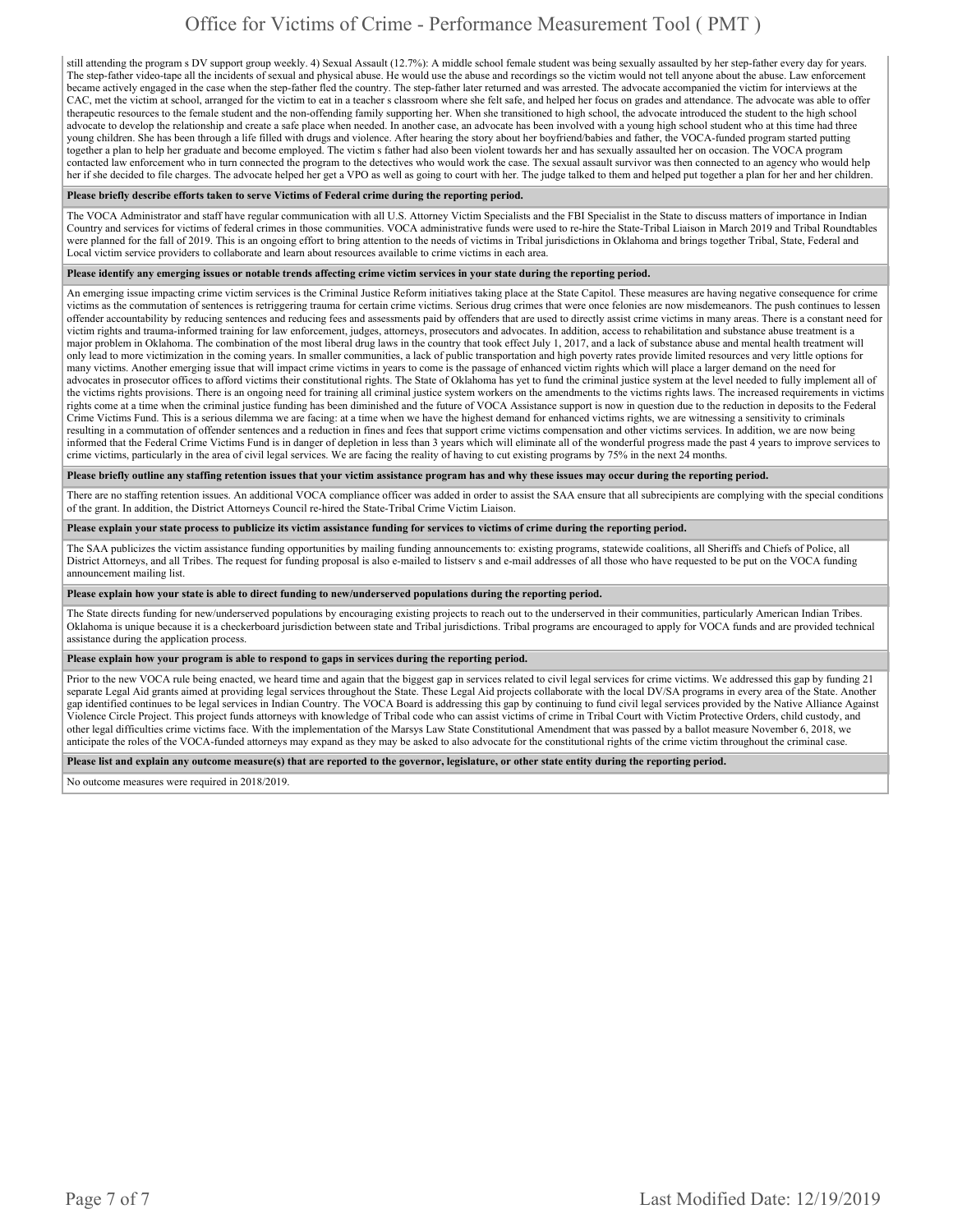still attending the program s DV support group weekly. 4) Sexual Assault (12.7%): A middle school female student was being sexually assaulted by her step-father every day for years. The step-father video-tape all the incidents of sexual and physical abuse. He would use the abuse and recordings so the victim would not tell anyone about the abuse. Law enforcement became actively engaged in the case when the step-father fled the country. The step-father later returned and was arrested. The advocate accompanied the victim for interviews at the CAC, met the victim at school, arranged for the victim to eat in a teacher s classroom where she felt safe, and helped her focus on grades and attendance. The advocate was able to offer therapeutic resources to the female student and the non-offending family supporting her. When she transitioned to high school, the advocate introduced the student to the high school advocate to develop the relationship and create a safe place when needed. In another case, an advocate has been involved with a young high school student who at this time had three young children. She has been through a life filled with drugs and violence. After hearing the story about her boyfriend/babies and father, the VOCA-funded program started putting together a plan to help her graduate and become employed. The victim s father had also been violent towards her and has sexually assaulted her on occasion. The VOCA program contacted law enforcement who in turn connected the program to the detectives who would work the case. The sexual assault survivor was then connected to an agency who would help her if she decided to file charges. The advocate helped her get a VPO as well as going to court with her. The judge talked to them and helped put together a plan for her and her children.

**Please briefly describe efforts taken to serve Victims of Federal crime during the reporting period.**

The VOCA Administrator and staff have regular communication with all U.S. Attorney Victim Specialists and the FBI Specialist in the State to discuss matters of importance in Indian Country and services for victims of federal crimes in those communities. VOCA administrative funds were used to re-hire the State-Tribal Liaison in March 2019 and Tribal Roundtables were planned for the fall of 2019. This is an ongoing effort to bring attention to the needs of victims in Tribal jurisdictions in Oklahoma and brings together Tribal, State, Federal and Local victim service providers to collaborate and learn about resources available to crime victims in each area.

**Please identify any emerging issues or notable trends affecting crime victim services in your state during the reporting period.**

An emerging issue impacting crime victim services is the Criminal Justice Reform initiatives taking place at the State Capitol. These measures are having negative consequence for crime victims as the commutation of sentences is retriggering trauma for certain crime victims. Serious drug crimes that were once felonies are now misdemeanors. The push continues to lessen offender accountability by reducing sentences and reducing fees and assessments paid by offenders that are used to directly assist crime victims in many areas. There is a constant need for victim rights and trauma-informed training for law enforcement, judges, attorneys, prosecutors and advocates. In addition, access to rehabilitation and substance abuse treatment is a major problem in Oklahoma. The combination of the most liberal drug laws in the country that took effect July 1, 2017, and a lack of substance abuse and mental health treatment will only lead to more victimization in the coming years. In smaller communities, a lack of public transportation and high poverty rates provide limited resources and very little options for many victims. Another emerging issue that will impact crime victims in years to come is the passage of enhanced victim rights which will place a larger demand on the need for advocates in prosecutor offices to afford victims their constitutional rights. The State of Oklahoma has yet to fund the criminal justice system at the level needed to fully implement all of the victims rights provisions. There is an ongoing need for training all criminal justice system workers on the amendments to the victims rights laws. The increased requirements in victims rights come at a time when the criminal justice funding has been diminished and the future of VOCA Assistance support is now in question due to the reduction in deposits to the Federal Crime Victims Fund. This is a serious dilemma we are facing: at a time when we have the highest demand for enhanced victims rights, we are witnessing a sensitivity to criminals resulting in a commutation of offender sentences and a reduction in fines and fees that support crime victims compensation and other victims services. In addition, we are now being informed that the Federal Crime Victims Fund is in danger of depletion in less than 3 years which will eliminate all of the wonderful progress made the past 4 years to improve services to crime victims, particularly in the area of civil legal services. We are facing the reality of having to cut existing programs by 75% in the next 24 months.

**Please briefly outline any staffing retention issues that your victim assistance program has and why these issues may occur during the reporting period.**

There are no staffing retention issues. An additional VOCA compliance officer was added in order to assist the SAA ensure that all subrecipients are complying with the special conditions of the grant. In addition, the District Attorneys Council re-hired the State-Tribal Crime Victim Liaison.

**Please explain your state process to publicize its victim assistance funding for services to victims of crime during the reporting period.**

The SAA publicizes the victim assistance funding opportunities by mailing funding announcements to: existing programs, statewide coalitions, all Sheriffs and Chiefs of Police, all District Attorneys, and all Tribes. The request for funding proposal is also e-mailed to listserv s and e-mail addresses of all those who have requested to be put on the VOCA funding announcement mailing list.

**Please explain how your state is able to direct funding to new/underserved populations during the reporting period.**

The State directs funding for new/underserved populations by encouraging existing projects to reach out to the underserved in their communities, particularly American Indian Tribes. Oklahoma is unique because it is a checkerboard jurisdiction between state and Tribal jurisdictions. Tribal programs are encouraged to apply for VOCA funds and are provided technical assistance during the application process.

**Please explain how your program is able to respond to gaps in services during the reporting period.**

Prior to the new VOCA rule being enacted, we heard time and again that the biggest gap in services related to civil legal services for crime victims. We addressed this gap by funding 21 separate Legal Aid grants aimed at providing legal services throughout the State. These Legal Aid projects collaborate with the local DV/SA programs in every area of the State. Another gap identified continues to be legal services in Indian Country. The VOCA Board is addressing this gap by continuing to fund civil legal services provided by the Native Alliance Against Violence Circle Project. This project funds attorneys with knowledge of Tribal code who can assist victims of crime in Tribal Court with Victim Protective Orders, child custody, and other legal difficulties crime victims face. With the implementation of the Marsys Law State Constitutional Amendment that was passed by a ballot measure November 6, 2018, we anticipate the roles of the VOCA-funded attorneys may expand as they may be asked to also advocate for the constitutional rights of the crime victim throughout the criminal case.

**Please list and explain any outcome measure(s) that are reported to the governor, legislature, or other state entity during the reporting period.**

No outcome measures were required in 2018/2019.